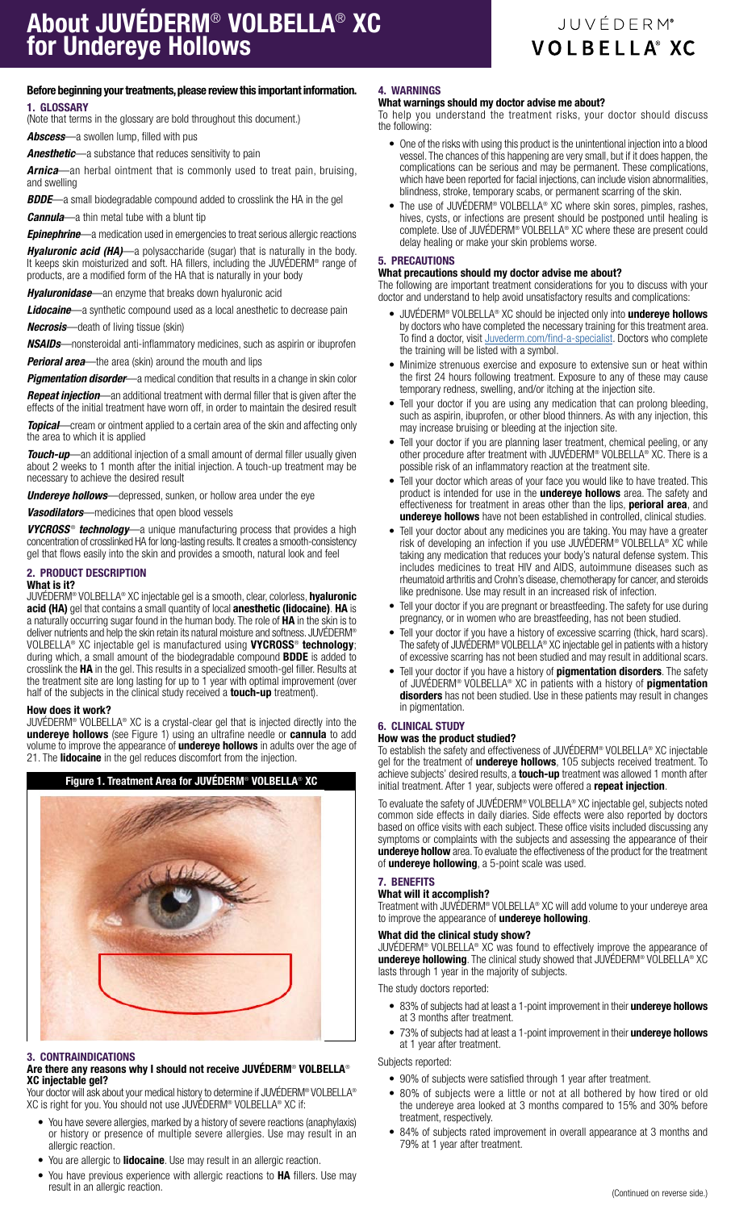# About JUVÉDERM® VOLBELLA® XC for Undereye Hollows

JUVÉDERM® VOLBELLA® XC

**Before beginning your treatments, please review this important information.**

## 1. GLOSSARY

(Note that terms in the glossary are bold throughout this document.)

***Abscess***—a swollen lump, filled with pus

***Anesthetic***—a substance that reduces sensitivity to pain

***Arnica***—an herbal ointment that is commonly used to treat pain, bruising, and swelling

***BDDE***—a small biodegradable compound added to crosslink the HA in the gel

***Cannula***—a thin metal tube with a blunt tip

***Epinephrine***—a medication used in emergencies to treat serious allergic reactions

***Hyaluronic acid (HA)***—a polysaccharide (sugar) that is naturally in the body. It keeps skin moisturized and soft. HA fillers, including the JUVÉDERM® range of products, are a modified form of the HA that is naturally in your body

***Hyaluronidase***—an enzyme that breaks down hyaluronic acid

***Lidocaine***—a synthetic compound used as a local anesthetic to decrease pain

***Necrosis***—death of living tissue (skin)

***NSAIDs***—nonsteroidal anti-inflammatory medicines, such as aspirin or ibuprofen

***Perioral area***—the area (skin) around the mouth and lips

***Pigmentation disorder***—a medical condition that results in a change in skin color

***Repeat injection***—an additional treatment with dermal filler that is given after the effects of the initial treatment have worn off, in order to maintain the desired result

***Topical***—cream or ointment applied to a certain area of the skin and affecting only the area to which it is applied

***Touch-up***—an additional injection of a small amount of dermal filler usually given about 2 weeks to 1 month after the initial injection. A touch-up treatment may be necessary to achieve the desired result

***Undereye hollows***—depressed, sunken, or hollow area under the eye

***Vasodilators***—medicines that open blood vessels

***VYCROSS® technology***—a unique manufacturing process that provides a high concentration of crosslinked HA for long-lasting results. It creates a smooth-consistency gel that flows easily into the skin and provides a smooth, natural look and feel

## 2. PRODUCT DESCRIPTION

### What is it?

JUVÉDERM® VOLBELLA® XC injectable gel is a smooth, clear, colorless, **hyaluronic acid (HA)** gel that contains a small quantity of local **anesthetic (lidocaine)**. **HA** is a naturally occurring sugar found in the human body. The role of **HA** in the skin is to deliver nutrients and help the skin retain its natural moisture and softness. JUVÉDERM® VOLBELLA® XC injectable gel is manufactured using **VYCROSS® technology**; during which, a small amount of the biodegradable compound **BDDE** is added to crosslink the **HA** in the gel. This results in a specialized smooth-gel filler. Results at the treatment site are long lasting for up to 1 year with optimal improvement (over half of the subjects in the clinical study received a **touch-up** treatment).

### How does it work?

JUVÉDERM® VOLBELLA® XC is a crystal-clear gel that is injected directly into the **undereye hollows** (see Figure 1) using an ultrafine needle or **cannula** to add volume to improve the appearance of **undereye hollows** in adults over the age of 21. The **lidocaine** in the gel reduces discomfort from the injection.

**Figure 1. Treatment Area for JUVÉDERM® VOLBELLA® XC**

## 3. CONTRAINDICATIONS

### Are there any reasons why I should not receive JUVÉDERM® VOLBELLA® XC injectable gel?

Your doctor will ask about your medical history to determine if JUVÉDERM® VOLBELLA® XC is right for you. You should not use JUVÉDERM® VOLBELLA® XC if:

- You have severe allergies, marked by a history of severe reactions (anaphylaxis) or history or presence of multiple severe allergies. Use may result in an allergic reaction.
- You are allergic to **lidocaine**. Use may result in an allergic reaction.
- You have previous experience with allergic reactions to **HA** fillers. Use may result in an allergic reaction.

## 4. WARNINGS

### What warnings should my doctor advise me about?

To help you understand the treatment risks, your doctor should discuss the following:

- One of the risks with using this product is the unintentional injection into a blood vessel. The chances of this happening are very small, but if it does happen, the complications can be serious and may be permanent. These complications, which have been reported for facial injections, can include vision abnormalities, blindness, stroke, temporary scabs, or permanent scarring of the skin.
- The use of JUVÉDERM® VOLBELLA® XC where skin sores, pimples, rashes, hives, cysts, or infections are present should be postponed until healing is complete. Use of JUVÉDERM® VOLBELLA® XC where these are present could delay healing or make your skin problems worse.

## 5. PRECAUTIONS

### What precautions should my doctor advise me about?

The following are important treatment considerations for you to discuss with your doctor and understand to help avoid unsatisfactory results and complications:

- JUVÉDERM® VOLBELLA® XC should be injected only into **undereye hollows** by doctors who have completed the necessary training for this treatment area. To find a doctor, visit Juvederm.com/find-a-specialist. Doctors who complete the training will be listed with a symbol.
- Minimize strenuous exercise and exposure to extensive sun or heat within the first 24 hours following treatment. Exposure to any of these may cause temporary redness, swelling, and/or itching at the injection site.
- Tell your doctor if you are using any medication that can prolong bleeding, such as aspirin, ibuprofen, or other blood thinners. As with any injection, this may increase bruising or bleeding at the injection site.
- Tell your doctor if you are planning laser treatment, chemical peeling, or any other procedure after treatment with JUVÉDERM® VOLBELLA® XC. There is a possible risk of an inflammatory reaction at the treatment site.
- Tell your doctor which areas of your face you would like to have treated. This product is intended for use in the **undereye hollows** area. The safety and effectiveness for treatment in areas other than the lips, **perioral area**, and **undereye hollows** have not been established in controlled, clinical studies.
- Tell your doctor about any medicines you are taking. You may have a greater risk of developing an infection if you use JUVÉDERM® VOLBELLA® XC while taking any medication that reduces your body's natural defense system. This includes medicines to treat HIV and AIDS, autoimmune diseases such as rheumatoid arthritis and Crohn's disease, chemotherapy for cancer, and steroids like prednisone. Use may result in an increased risk of infection.
- Tell your doctor if you are pregnant or breastfeeding. The safety for use during pregnancy, or in women who are breastfeeding, has not been studied.
- Tell your doctor if you have a history of excessive scarring (thick, hard scars). The safety of JUVÉDERM® VOLBELLA® XC injectable gel in patients with a history of excessive scarring has not been studied and may result in additional scars.
- Tell your doctor if you have a history of **pigmentation disorders**. The safety of JUVÉDERM® VOLBELLA® XC in patients with a history of **pigmentation disorders** has not been studied. Use in these patients may result in changes in pigmentation.

## 6. CLINICAL STUDY

### How was the product studied?

To establish the safety and effectiveness of JUVÉDERM® VOLBELLA® XC injectable gel for the treatment of **undereye hollows**, 105 subjects received treatment. To achieve subjects' desired results, a **touch-up** treatment was allowed 1 month after initial treatment. After 1 year, subjects were offered a **repeat injection**.

To evaluate the safety of JUVÉDERM® VOLBELLA® XC injectable gel, subjects noted common side effects in daily diaries. Side effects were also reported by doctors based on office visits with each subject. These office visits included discussing any symptoms or complaints with the subjects and assessing the appearance of their **undereye hollow** area. To evaluate the effectiveness of the product for the treatment of **undereye hollowing**, a 5-point scale was used.

## 7. BENEFITS

### What will it accomplish?

Treatment with JUVÉDERM® VOLBELLA® XC will add volume to your undereye area to improve the appearance of **undereye hollowing**.

### What did the clinical study show?

JUVÉDERM® VOLBELLA® XC was found to effectively improve the appearance of **undereye hollowing**. The clinical study showed that JUVÉDERM® VOLBELLA® XC lasts through 1 year in the majority of subjects.

The study doctors reported:

- 83% of subjects had at least a 1-point improvement in their **undereye hollows** at 3 months after treatment.
- 73% of subjects had at least a 1-point improvement in their **undereye hollows** at 1 year after treatment.

Subjects reported:

- 90% of subjects were satisfied through 1 year after treatment.
- 80% of subjects were a little or not at all bothered by how tired or old the undereye area looked at 3 months compared to 15% and 30% before treatment, respectively.
- 84% of subjects rated improvement in overall appearance at 3 months and 79% at 1 year after treatment.

(Continued on reverse side.)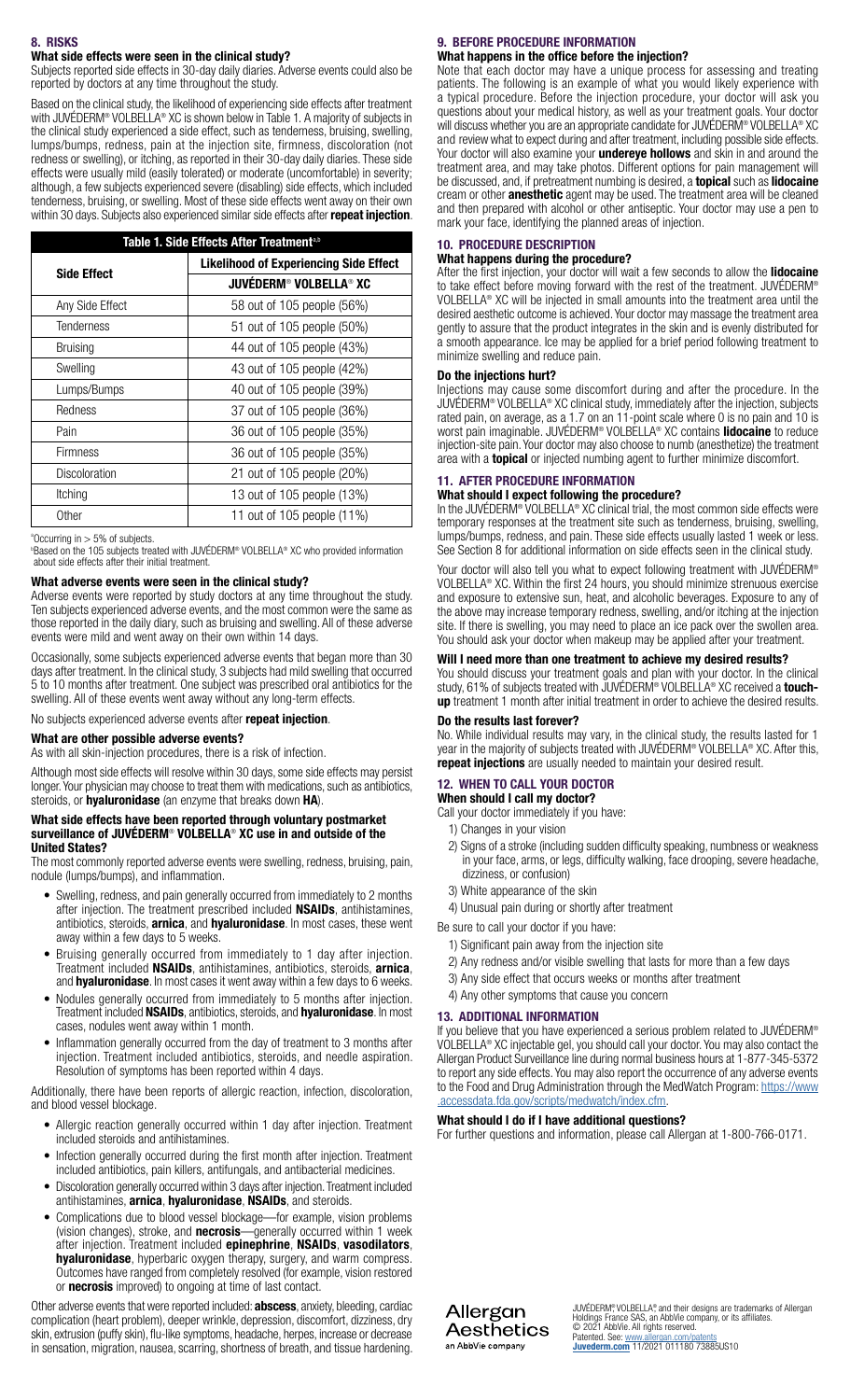## 8. RISKS

### What side effects were seen in the clinical study?

Subjects reported side effects in 30-day daily diaries. Adverse events could also be reported by doctors at any time throughout the study.

Based on the clinical study, the likelihood of experiencing side effects after treatment with JUVÉDERM® VOLBELLA® XC is shown below in Table 1. A majority of subjects in the clinical study experienced a side effect, such as tenderness, bruising, swelling, lumps/bumps, redness, pain at the injection site, firmness, discoloration (not redness or swelling), or itching, as reported in their 30-day daily diaries. These side effects were usually mild (easily tolerated) or moderate (uncomfortable) in severity; although, a few subjects experienced severe (disabling) side effects, which included tenderness, bruising, or swelling. Most of these side effects went away on their own within 30 days. Subjects also experienced similar side effects after **repeat injection**.

**Table 1. Side Effects After Treatment[a,b]**

| Side Effect | Likelihood of Experiencing Side Effect |
|---|---|
| | **JUVÉDERM® VOLBELLA® XC** |
| Any Side Effect | 58 out of 105 people (56%) |
| Tenderness | 51 out of 105 people (50%) |
| Bruising | 44 out of 105 people (43%) |
| Swelling | 43 out of 105 people (42%) |
| Lumps/Bumps | 40 out of 105 people (39%) |
| Redness | 37 out of 105 people (36%) |
| Pain | 36 out of 105 people (35%) |
| Firmness | 36 out of 105 people (35%) |
| Discoloration | 21 out of 105 people (20%) |
| Itching | 13 out of 105 people (13%) |
| Other | 11 out of 105 people (11%) |

[a]Occurring in > 5% of subjects.
[b]Based on the 105 subjects treated with JUVÉDERM® VOLBELLA® XC who provided information about side effects after their initial treatment.

### What adverse events were seen in the clinical study?

Adverse events were reported by study doctors at any time throughout the study. Ten subjects experienced adverse events, and the most common were the same as those reported in the daily diary, such as bruising and swelling. All of these adverse events were mild and went away on their own within 14 days.

Occasionally, some subjects experienced adverse events that began more than 30 days after treatment. In the clinical study, 3 subjects had mild swelling that occurred 5 to 10 months after treatment. One subject was prescribed oral antibiotics for the swelling. All of these events went away without any long-term effects.

No subjects experienced adverse events after **repeat injection**.

### What are other possible adverse events?

As with all skin-injection procedures, there is a risk of infection.

Although most side effects will resolve within 30 days, some side effects may persist longer. Your physician may choose to treat them with medications, such as antibiotics, steroids, or **hyaluronidase** (an enzyme that breaks down **HA**).

### What side effects have been reported through voluntary postmarket surveillance of JUVÉDERM® VOLBELLA® XC use in and outside of the United States?

The most commonly reported adverse events were swelling, redness, bruising, pain, nodule (lumps/bumps), and inflammation.

- Swelling, redness, and pain generally occurred from immediately to 2 months after injection. The treatment prescribed included **NSAIDs**, antihistamines, antibiotics, steroids, **arnica**, and **hyaluronidase**. In most cases, these went away within a few days to 5 weeks.
- Bruising generally occurred from immediately to 1 day after injection. Treatment included **NSAIDs**, antihistamines, antibiotics, steroids, **arnica**, and **hyaluronidase**. In most cases it went away within a few days to 6 weeks.
- Nodules generally occurred from immediately to 5 months after injection. Treatment included **NSAIDs**, antibiotics, steroids, and **hyaluronidase**. In most cases, nodules went away within 1 month.
- Inflammation generally occurred from the day of treatment to 3 months after injection. Treatment included antibiotics, steroids, and needle aspiration. Resolution of symptoms has been reported within 4 days.

Additionally, there have been reports of allergic reaction, infection, discoloration, and blood vessel blockage.

- Allergic reaction generally occurred within 1 day after injection. Treatment included steroids and antihistamines.
- Infection generally occurred during the first month after injection. Treatment included antibiotics, pain killers, antifungals, and antibacterial medicines.
- Discoloration generally occurred within 3 days after injection. Treatment included antihistamines, **arnica**, **hyaluronidase**, **NSAIDs**, and steroids.
- Complications due to blood vessel blockage—for example, vision problems (vision changes), stroke, and **necrosis**—generally occurred within 1 week after injection. Treatment included **epinephrine**, **NSAIDs**, **vasodilators**, **hyaluronidase**, hyperbaric oxygen therapy, surgery, and warm compress. Outcomes have ranged from completely resolved (for example, vision restored or **necrosis** improved) to ongoing at time of last contact.

Other adverse events that were reported included: **abscess**, anxiety, bleeding, cardiac complication (heart problem), deeper wrinkle, depression, discomfort, dizziness, dry skin, extrusion (puffy skin), flu-like symptoms, headache, herpes, increase or decrease in sensation, migration, nausea, scarring, shortness of breath, and tissue hardening.

## 9. BEFORE PROCEDURE INFORMATION

### What happens in the office before the injection?

Note that each doctor may have a unique process for assessing and treating patients. The following is an example of what you would likely experience with a typical procedure. Before the injection procedure, your doctor will ask you questions about your medical history, as well as your treatment goals. Your doctor will discuss whether you are an appropriate candidate for JUVÉDERM® VOLBELLA® XC and review what to expect during and after treatment, including possible side effects. Your doctor will also examine your **undereye hollows** and skin in and around the treatment area, and may take photos. Different options for pain management will be discussed, and, if pretreatment numbing is desired, a **topical** such as **lidocaine** cream or other **anesthetic** agent may be used. The treatment area will be cleaned and then prepared with alcohol or other antiseptic. Your doctor may use a pen to mark your face, identifying the planned areas of injection.

## 10. PROCEDURE DESCRIPTION

### What happens during the procedure?

After the first injection, your doctor will wait a few seconds to allow the **lidocaine** to take effect before moving forward with the rest of the treatment. JUVÉDERM® VOLBELLA® XC will be injected in small amounts into the treatment area until the desired aesthetic outcome is achieved. Your doctor may massage the treatment area gently to assure that the product integrates in the skin and is evenly distributed for a smooth appearance. Ice may be applied for a brief period following treatment to minimize swelling and reduce pain.

### Do the injections hurt?

Injections may cause some discomfort during and after the procedure. In the JUVÉDERM® VOLBELLA® XC clinical study, immediately after the injection, subjects rated pain, on average, as a 1.7 on an 11-point scale where 0 is no pain and 10 is worst pain imaginable. JUVÉDERM® VOLBELLA® XC contains **lidocaine** to reduce injection-site pain. Your doctor may also choose to numb (anesthetize) the treatment area with a **topical** or injected numbing agent to further minimize discomfort.

## 11. AFTER PROCEDURE INFORMATION

### What should I expect following the procedure?

In the JUVÉDERM® VOLBELLA® XC clinical trial, the most common side effects were temporary responses at the treatment site such as tenderness, bruising, swelling, lumps/bumps, redness, and pain. These side effects usually lasted 1 week or less. See Section 8 for additional information on side effects seen in the clinical study.

Your doctor will also tell you what to expect following treatment with JUVÉDERM® VOLBELLA® XC. Within the first 24 hours, you should minimize strenuous exercise and exposure to extensive sun, heat, and alcoholic beverages. Exposure to any of the above may increase temporary redness, swelling, and/or itching at the injection site. If there is swelling, you may need to place an ice pack over the swollen area. You should ask your doctor when makeup may be applied after your treatment.

### Will I need more than one treatment to achieve my desired results?

You should discuss your treatment goals and plan with your doctor. In the clinical study, 61% of subjects treated with JUVÉDERM® VOLBELLA® XC received a **touch-up** treatment 1 month after initial treatment in order to achieve the desired results.

### Do the results last forever?

No. While individual results may vary, in the clinical study, the results lasted for 1 year in the majority of subjects treated with JUVÉDERM® VOLBELLA® XC. After this, **repeat injections** are usually needed to maintain your desired result.

## 12. WHEN TO CALL YOUR DOCTOR

### When should I call my doctor?

Call your doctor immediately if you have:

1) Changes in your vision
2) Signs of a stroke (including sudden difficulty speaking, numbness or weakness in your face, arms, or legs, difficulty walking, face drooping, severe headache, dizziness, or confusion)
3) White appearance of the skin
4) Unusual pain during or shortly after treatment

Be sure to call your doctor if you have:

1) Significant pain away from the injection site
2) Any redness and/or visible swelling that lasts for more than a few days
3) Any side effect that occurs weeks or months after treatment
4) Any other symptoms that cause you concern

## 13. ADDITIONAL INFORMATION

If you believe that you have experienced a serious problem related to JUVÉDERM® VOLBELLA® XC injectable gel, you should call your doctor. You may also contact the Allergan Product Surveillance line during normal business hours at 1-877-345-5372 to report any side effects. You may also report the occurrence of any adverse events to the Food and Drug Administration through the MedWatch Program: https://www.accessdata.fda.gov/scripts/medwatch/index.cfm.

### What should I do if I have additional questions?

For further questions and information, please call Allergan at 1-800-766-0171.

Allergan Aesthetics
an AbbVie company

JUVÉDERM®, VOLBELLA® and their designs are trademarks of Allergan Holdings France SAS, an AbbVie company, or its affiliates.
© 2021 AbbVie. All rights reserved.
Patented. See: www.allergan.com/patents
**Juvederm.com** 11/2021 011180 73885US10